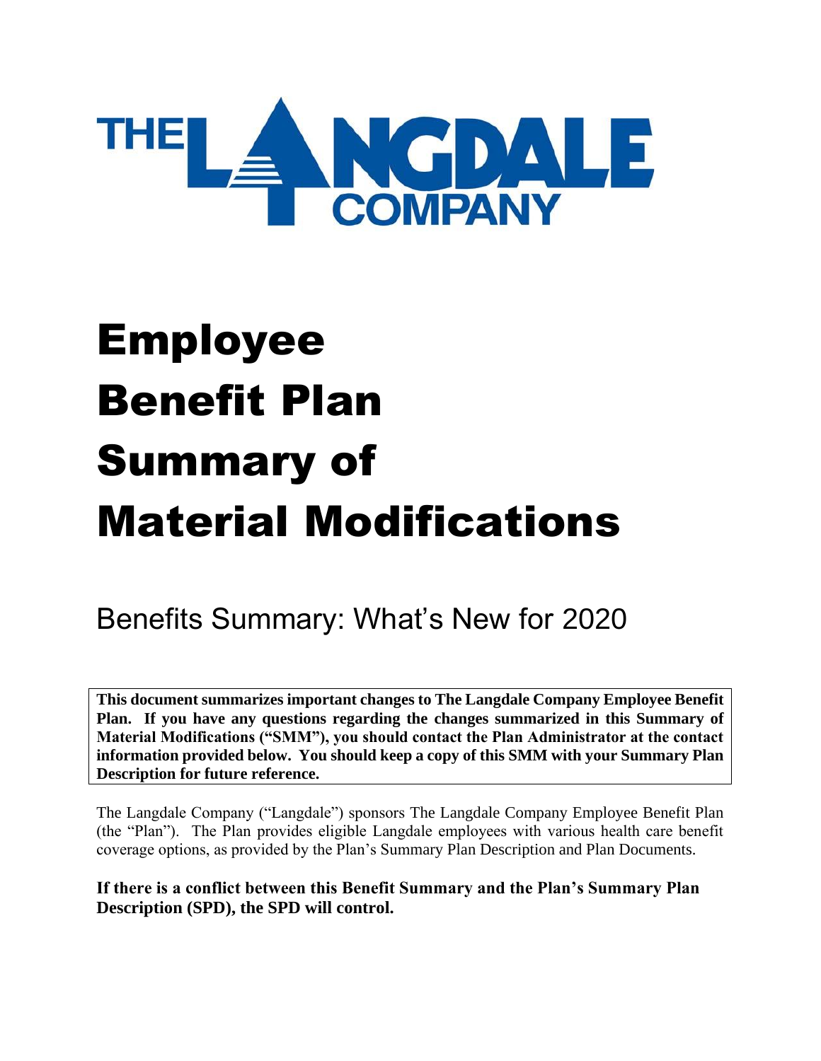THE LANGDALE COMPANY

# Employee Benefit Plan Summary of Material Modifications

## Benefits Summary: What's New for 2020

**This document summarizes important changes to The Langdale Company Employee Benefit Plan. If you have any questions regarding the changes summarized in this Summary of Material Modifications ("SMM"), you should contact the Plan Administrator at the contact information provided below. You should keep a copy of this SMM with your Summary Plan Description for future reference.**

The Langdale Company ("Langdale") sponsors The Langdale Company Employee Benefit Plan (the "Plan"). The Plan provides eligible Langdale employees with various health care benefit coverage options, as provided by the Plan's Summary Plan Description and Plan Documents.

**If there is a conflict between this Benefit Summary and the Plan's Summary Plan Description (SPD), the SPD will control.**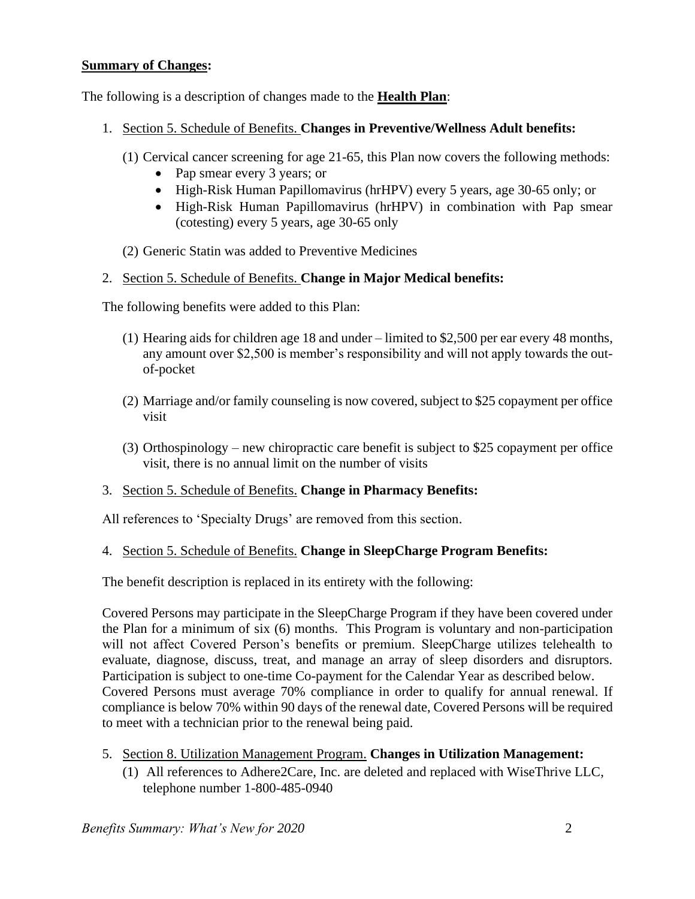**Summary of Changes:**

The following is a description of changes made to the **Health Plan**:

1. Section 5. Schedule of Benefits. **Changes in Preventive/Wellness Adult benefits:**

   (1) Cervical cancer screening for age 21-65, this Plan now covers the following methods:
   - Pap smear every 3 years; or
   - High-Risk Human Papillomavirus (hrHPV) every 5 years, age 30-65 only; or
   - High-Risk Human Papillomavirus (hrHPV) in combination with Pap smear (cotesting) every 5 years, age 30-65 only

   (2) Generic Statin was added to Preventive Medicines

2. Section 5. Schedule of Benefits. **Change in Major Medical benefits:**

   The following benefits were added to this Plan:

   (1) Hearing aids for children age 18 and under – limited to $2,500 per ear every 48 months, any amount over $2,500 is member's responsibility and will not apply towards the out-of-pocket

   (2) Marriage and/or family counseling is now covered, subject to $25 copayment per office visit

   (3) Orthospinology – new chiropractic care benefit is subject to $25 copayment per office visit, there is no annual limit on the number of visits

3. Section 5. Schedule of Benefits. **Change in Pharmacy Benefits:**

   All references to 'Specialty Drugs' are removed from this section.

4. Section 5. Schedule of Benefits. **Change in SleepCharge Program Benefits:**

   The benefit description is replaced in its entirety with the following:

   Covered Persons may participate in the SleepCharge Program if they have been covered under the Plan for a minimum of six (6) months. This Program is voluntary and non-participation will not affect Covered Person's benefits or premium. SleepCharge utilizes telehealth to evaluate, diagnose, discuss, treat, and manage an array of sleep disorders and disruptors. Participation is subject to one-time Co-payment for the Calendar Year as described below. Covered Persons must average 70% compliance in order to qualify for annual renewal. If compliance is below 70% within 90 days of the renewal date, Covered Persons will be required to meet with a technician prior to the renewal being paid.

5. Section 8. Utilization Management Program. **Changes in Utilization Management:**

   (1) All references to Adhere2Care, Inc. are deleted and replaced with WiseThrive LLC, telephone number 1-800-485-0940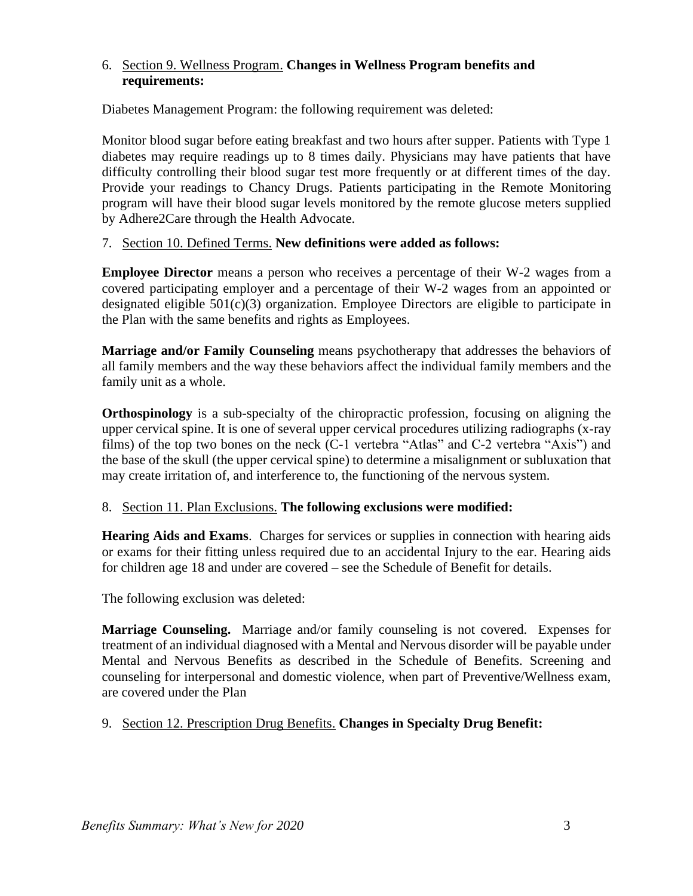6. <u>Section 9. Wellness Program.</u> **Changes in Wellness Program benefits and requirements:**

Diabetes Management Program: the following requirement was deleted:

Monitor blood sugar before eating breakfast and two hours after supper. Patients with Type 1 diabetes may require readings up to 8 times daily. Physicians may have patients that have difficulty controlling their blood sugar test more frequently or at different times of the day. Provide your readings to Chancy Drugs. Patients participating in the Remote Monitoring program will have their blood sugar levels monitored by the remote glucose meters supplied by Adhere2Care through the Health Advocate.

7. <u>Section 10. Defined Terms.</u> **New definitions were added as follows:**

**Employee Director** means a person who receives a percentage of their W-2 wages from a covered participating employer and a percentage of their W-2 wages from an appointed or designated eligible 501(c)(3) organization. Employee Directors are eligible to participate in the Plan with the same benefits and rights as Employees.

**Marriage and/or Family Counseling** means psychotherapy that addresses the behaviors of all family members and the way these behaviors affect the individual family members and the family unit as a whole.

**Orthospinology** is a sub-specialty of the chiropractic profession, focusing on aligning the upper cervical spine. It is one of several upper cervical procedures utilizing radiographs (x-ray films) of the top two bones on the neck (C-1 vertebra "Atlas" and C-2 vertebra "Axis") and the base of the skull (the upper cervical spine) to determine a misalignment or subluxation that may create irritation of, and interference to, the functioning of the nervous system.

8. <u>Section 11. Plan Exclusions.</u> **The following exclusions were modified:**

**Hearing Aids and Exams**. Charges for services or supplies in connection with hearing aids or exams for their fitting unless required due to an accidental Injury to the ear. Hearing aids for children age 18 and under are covered – see the Schedule of Benefit for details.

The following exclusion was deleted:

**Marriage Counseling.** Marriage and/or family counseling is not covered. Expenses for treatment of an individual diagnosed with a Mental and Nervous disorder will be payable under Mental and Nervous Benefits as described in the Schedule of Benefits. Screening and counseling for interpersonal and domestic violence, when part of Preventive/Wellness exam, are covered under the Plan

9. <u>Section 12. Prescription Drug Benefits.</u> **Changes in Specialty Drug Benefit:**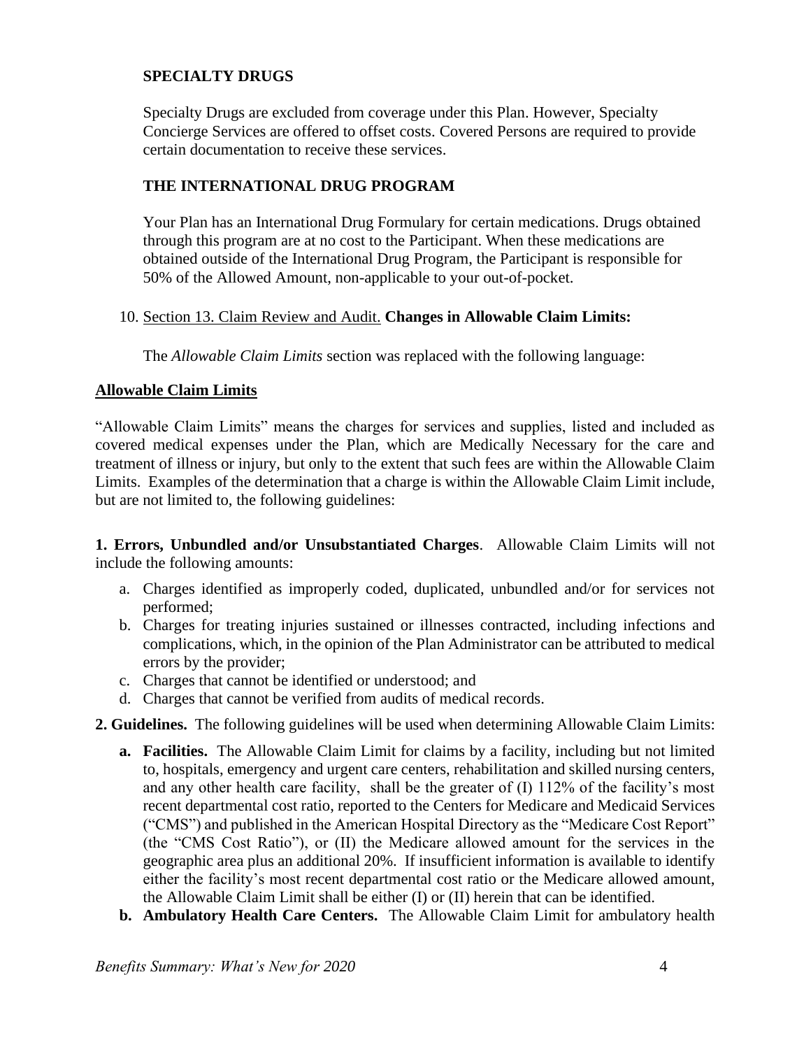**SPECIALTY DRUGS**

Specialty Drugs are excluded from coverage under this Plan. However, Specialty Concierge Services are offered to offset costs. Covered Persons are required to provide certain documentation to receive these services.

**THE INTERNATIONAL DRUG PROGRAM**

Your Plan has an International Drug Formulary for certain medications. Drugs obtained through this program are at no cost to the Participant. When these medications are obtained outside of the International Drug Program, the Participant is responsible for 50% of the Allowed Amount, non-applicable to your out-of-pocket.

10. <u>Section 13. Claim Review and Audit.</u> **Changes in Allowable Claim Limits:**

The *Allowable Claim Limits* section was replaced with the following language:

**<u>Allowable Claim Limits</u>**

"Allowable Claim Limits" means the charges for services and supplies, listed and included as covered medical expenses under the Plan, which are Medically Necessary for the care and treatment of illness or injury, but only to the extent that such fees are within the Allowable Claim Limits. Examples of the determination that a charge is within the Allowable Claim Limit include, but are not limited to, the following guidelines:

**1. Errors, Unbundled and/or Unsubstantiated Charges**. Allowable Claim Limits will not include the following amounts:

a. Charges identified as improperly coded, duplicated, unbundled and/or for services not performed;
b. Charges for treating injuries sustained or illnesses contracted, including infections and complications, which, in the opinion of the Plan Administrator can be attributed to medical errors by the provider;
c. Charges that cannot be identified or understood; and
d. Charges that cannot be verified from audits of medical records.

**2. Guidelines.** The following guidelines will be used when determining Allowable Claim Limits:

**a. Facilities.** The Allowable Claim Limit for claims by a facility, including but not limited to, hospitals, emergency and urgent care centers, rehabilitation and skilled nursing centers, and any other health care facility, shall be the greater of (I) 112% of the facility's most recent departmental cost ratio, reported to the Centers for Medicare and Medicaid Services ("CMS") and published in the American Hospital Directory as the "Medicare Cost Report" (the "CMS Cost Ratio"), or (II) the Medicare allowed amount for the services in the geographic area plus an additional 20%. If insufficient information is available to identify either the facility's most recent departmental cost ratio or the Medicare allowed amount, the Allowable Claim Limit shall be either (I) or (II) herein that can be identified.

**b. Ambulatory Health Care Centers.** The Allowable Claim Limit for ambulatory health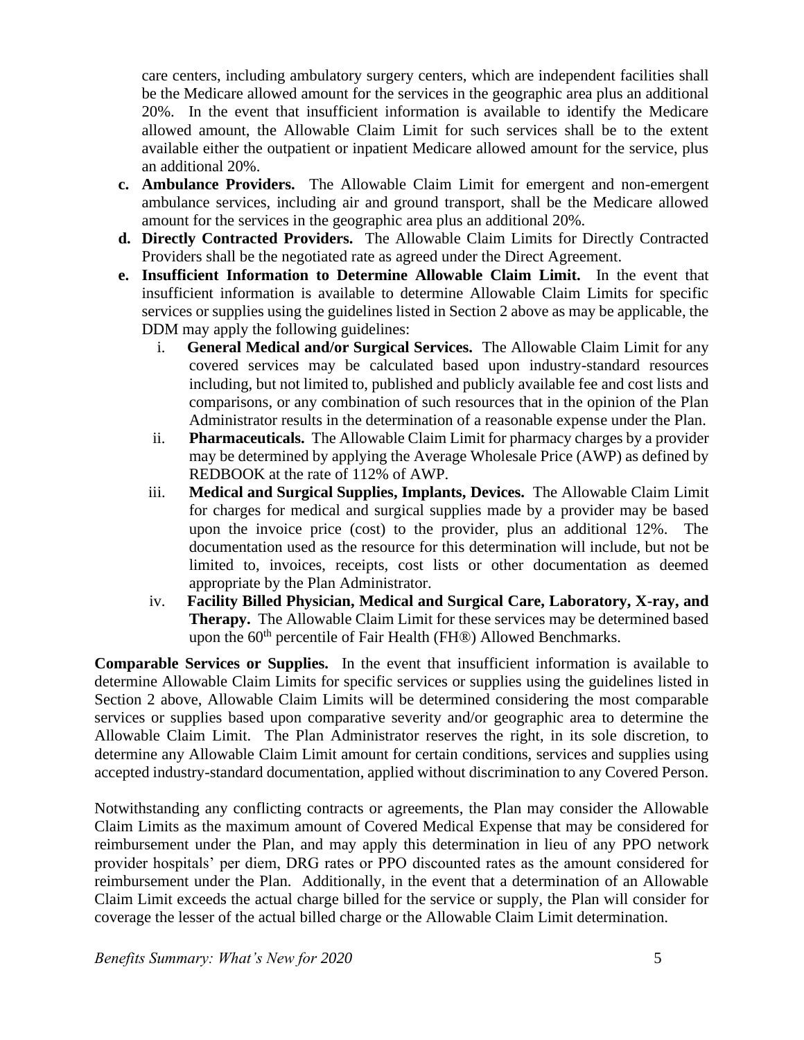care centers, including ambulatory surgery centers, which are independent facilities shall be the Medicare allowed amount for the services in the geographic area plus an additional 20%. In the event that insufficient information is available to identify the Medicare allowed amount, the Allowable Claim Limit for such services shall be to the extent available either the outpatient or inpatient Medicare allowed amount for the service, plus an additional 20%.

c. **Ambulance Providers.** The Allowable Claim Limit for emergent and non-emergent ambulance services, including air and ground transport, shall be the Medicare allowed amount for the services in the geographic area plus an additional 20%.

d. **Directly Contracted Providers.** The Allowable Claim Limits for Directly Contracted Providers shall be the negotiated rate as agreed under the Direct Agreement.

e. **Insufficient Information to Determine Allowable Claim Limit.** In the event that insufficient information is available to determine Allowable Claim Limits for specific services or supplies using the guidelines listed in Section 2 above as may be applicable, the DDM may apply the following guidelines:

   i. **General Medical and/or Surgical Services.** The Allowable Claim Limit for any covered services may be calculated based upon industry-standard resources including, but not limited to, published and publicly available fee and cost lists and comparisons, or any combination of such resources that in the opinion of the Plan Administrator results in the determination of a reasonable expense under the Plan.

   ii. **Pharmaceuticals.** The Allowable Claim Limit for pharmacy charges by a provider may be determined by applying the Average Wholesale Price (AWP) as defined by REDBOOK at the rate of 112% of AWP.

   iii. **Medical and Surgical Supplies, Implants, Devices.** The Allowable Claim Limit for charges for medical and surgical supplies made by a provider may be based upon the invoice price (cost) to the provider, plus an additional 12%. The documentation used as the resource for this determination will include, but not be limited to, invoices, receipts, cost lists or other documentation as deemed appropriate by the Plan Administrator.

   iv. **Facility Billed Physician, Medical and Surgical Care, Laboratory, X-ray, and Therapy.** The Allowable Claim Limit for these services may be determined based upon the 60th percentile of Fair Health (FH®) Allowed Benchmarks.

**Comparable Services or Supplies.** In the event that insufficient information is available to determine Allowable Claim Limits for specific services or supplies using the guidelines listed in Section 2 above, Allowable Claim Limits will be determined considering the most comparable services or supplies based upon comparative severity and/or geographic area to determine the Allowable Claim Limit. The Plan Administrator reserves the right, in its sole discretion, to determine any Allowable Claim Limit amount for certain conditions, services and supplies using accepted industry-standard documentation, applied without discrimination to any Covered Person.

Notwithstanding any conflicting contracts or agreements, the Plan may consider the Allowable Claim Limits as the maximum amount of Covered Medical Expense that may be considered for reimbursement under the Plan, and may apply this determination in lieu of any PPO network provider hospitals' per diem, DRG rates or PPO discounted rates as the amount considered for reimbursement under the Plan. Additionally, in the event that a determination of an Allowable Claim Limit exceeds the actual charge billed for the service or supply, the Plan will consider for coverage the lesser of the actual billed charge or the Allowable Claim Limit determination.